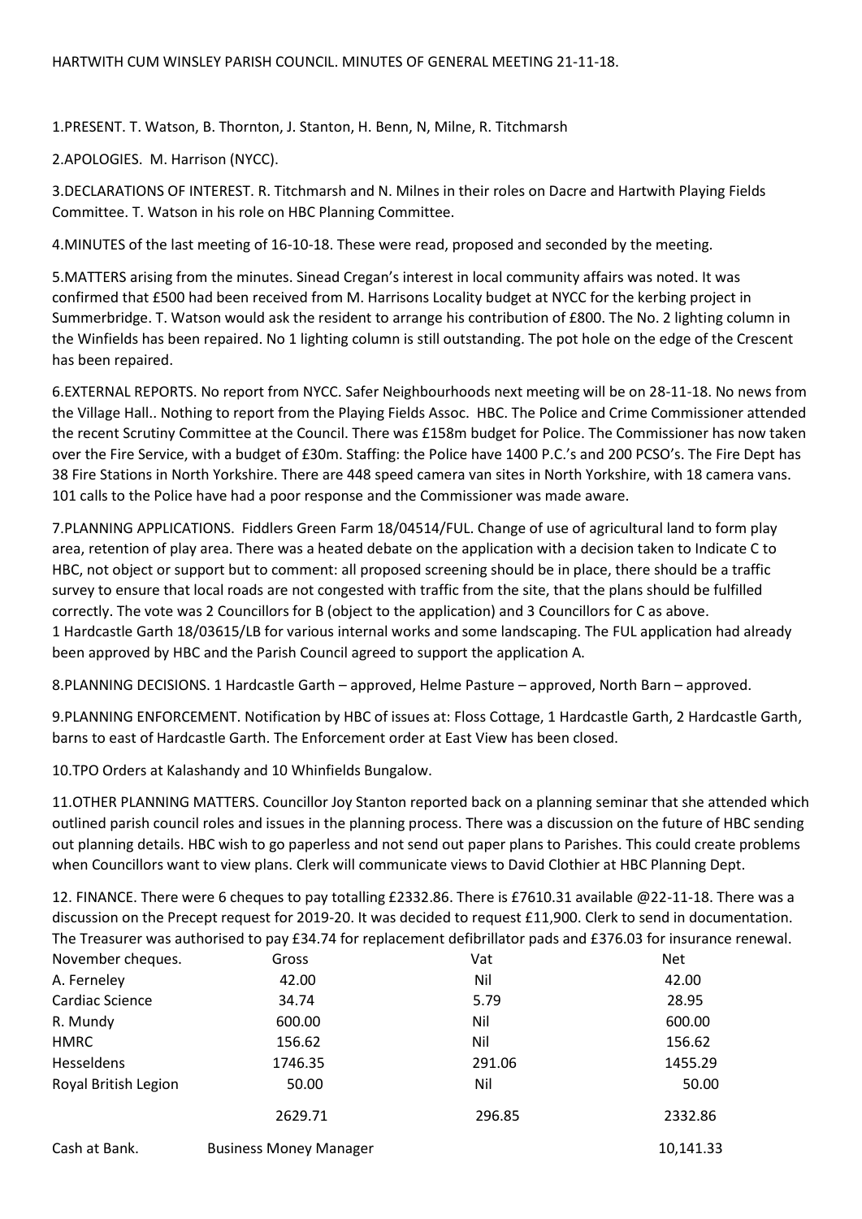HARTWITH CUM WINSLEY PARISH COUNCIL. MINUTES OF GENERAL MEETING 21-11-18.

1.PRESENT. T. Watson, B. Thornton, J. Stanton, H. Benn, N, Milne, R. Titchmarsh

2.APOLOGIES. M. Harrison (NYCC).

3.DECLARATIONS OF INTEREST. R. Titchmarsh and N. Milnes in their roles on Dacre and Hartwith Playing Fields Committee. T. Watson in his role on HBC Planning Committee.

4.MINUTES of the last meeting of 16-10-18. These were read, proposed and seconded by the meeting.

5.MATTERS arising from the minutes. Sinead Cregan's interest in local community affairs was noted. It was confirmed that £500 had been received from M. Harrisons Locality budget at NYCC for the kerbing project in Summerbridge. T. Watson would ask the resident to arrange his contribution of £800. The No. 2 lighting column in the Winfields has been repaired. No 1 lighting column is still outstanding. The pot hole on the edge of the Crescent has been repaired.

6.EXTERNAL REPORTS. No report from NYCC. Safer Neighbourhoods next meeting will be on 28-11-18. No news from the Village Hall.. Nothing to report from the Playing Fields Assoc. HBC. The Police and Crime Commissioner attended the recent Scrutiny Committee at the Council. There was £158m budget for Police. The Commissioner has now taken over the Fire Service, with a budget of £30m. Staffing: the Police have 1400 P.C.'s and 200 PCSO's. The Fire Dept has 38 Fire Stations in North Yorkshire. There are 448 speed camera van sites in North Yorkshire, with 18 camera vans. 101 calls to the Police have had a poor response and the Commissioner was made aware.

7.PLANNING APPLICATIONS. Fiddlers Green Farm 18/04514/FUL. Change of use of agricultural land to form play area, retention of play area. There was a heated debate on the application with a decision taken to Indicate C to HBC, not object or support but to comment: all proposed screening should be in place, there should be a traffic survey to ensure that local roads are not congested with traffic from the site, that the plans should be fulfilled correctly. The vote was 2 Councillors for B (object to the application) and 3 Councillors for C as above.
1 Hardcastle Garth 18/03615/LB for various internal works and some landscaping. The FUL application had already been approved by HBC and the Parish Council agreed to support the application A.

8.PLANNING DECISIONS. 1 Hardcastle Garth – approved, Helme Pasture – approved, North Barn – approved.

9.PLANNING ENFORCEMENT. Notification by HBC of issues at: Floss Cottage, 1 Hardcastle Garth, 2 Hardcastle Garth, barns to east of Hardcastle Garth. The Enforcement order at East View has been closed.

10.TPO Orders at Kalashandy and 10 Whinfields Bungalow.

11.OTHER PLANNING MATTERS. Councillor Joy Stanton reported back on a planning seminar that she attended which outlined parish council roles and issues in the planning process. There was a discussion on the future of HBC sending out planning details. HBC wish to go paperless and not send out paper plans to Parishes. This could create problems when Councillors want to view plans. Clerk will communicate views to David Clothier at HBC Planning Dept.

12. FINANCE. There were 6 cheques to pay totalling £2332.86. There is £7610.31 available @22-11-18. There was a discussion on the Precept request for 2019-20. It was decided to request £11,900. Clerk to send in documentation. The Treasurer was authorised to pay £34.74 for replacement defibrillator pads and £376.03 for insurance renewal.

| November cheques. | Gross | Vat | Net |
| --- | --- | --- | --- |
| A. Ferneley | 42.00 | Nil | 42.00 |
| Cardiac Science | 34.74 | 5.79 | 28.95 |
| R. Mundy | 600.00 | Nil | 600.00 |
| HMRC | 156.62 | Nil | 156.62 |
| Hesseldens | 1746.35 | 291.06 | 1455.29 |
| Royal British Legion | 50.00 | Nil | 50.00 |
| | 2629.71 | 296.85 | 2332.86 |
| Cash at Bank. | Business Money Manager | | 10,141.33 |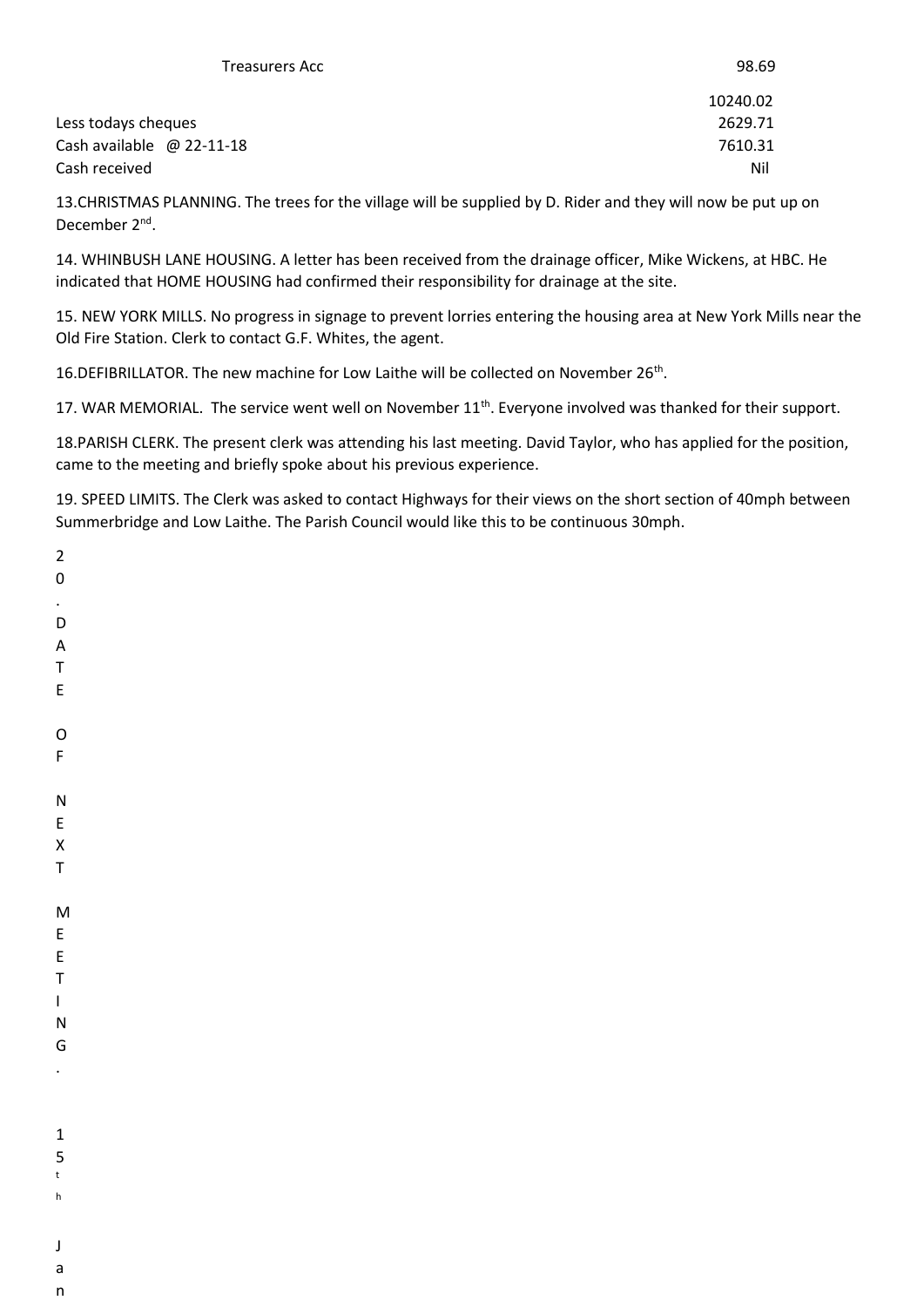| | |
|---|---|
| Treasurers Acc | 98.69 |
| | 10240.02 |
| Less todays cheques | 2629.71 |
| Cash available @ 22-11-18 | 7610.31 |
| Cash received | Nil |

13.CHRISTMAS PLANNING. The trees for the village will be supplied by D. Rider and they will now be put up on December 2nd.

14. WHINBUSH LANE HOUSING. A letter has been received from the drainage officer, Mike Wickens, at HBC. He indicated that HOME HOUSING had confirmed their responsibility for drainage at the site.

15. NEW YORK MILLS. No progress in signage to prevent lorries entering the housing area at New York Mills near the Old Fire Station. Clerk to contact G.F. Whites, the agent.

16.DEFIBRILLATOR. The new machine for Low Laithe will be collected on November 26th.

17. WAR MEMORIAL. The service went well on November 11th. Everyone involved was thanked for their support.

18.PARISH CLERK. The present clerk was attending his last meeting. David Taylor, who has applied for the position, came to the meeting and briefly spoke about his previous experience.

19. SPEED LIMITS. The Clerk was asked to contact Highways for their views on the short section of 40mph between Summerbridge and Low Laithe. The Parish Council would like this to be continuous 30mph.

20. DATE OF NEXT MEETING. 15th Jan